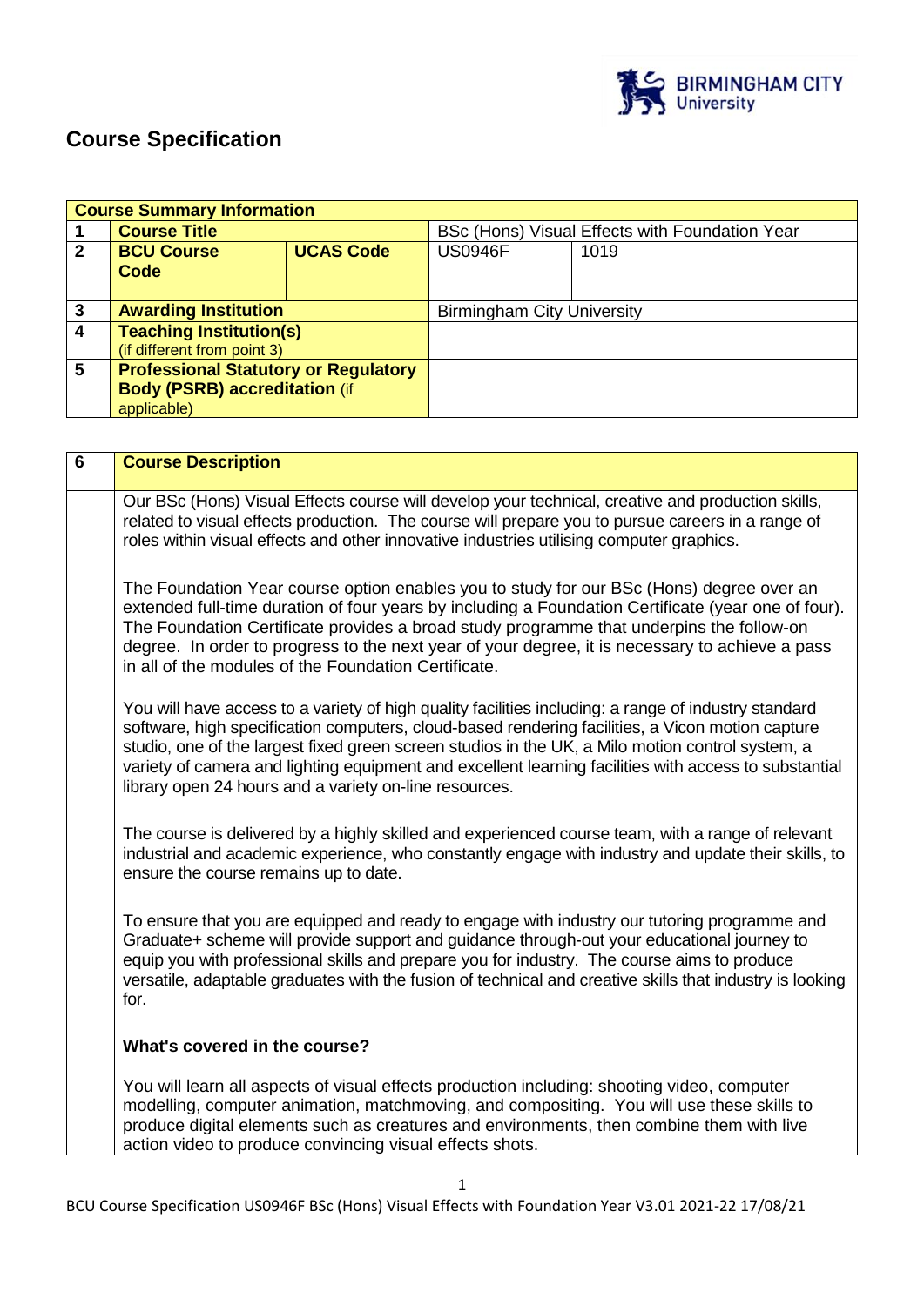# Course Specification

| Course Summary Information | | | | |
|---|---|---|---|---|
| 1 | **Course Title** | | BSc (Hons) Visual Effects with Foundation Year | |
| 2 | **BCU Course Code** | **UCAS Code** | US0946F | 1019 |
| 3 | **Awarding Institution** | | Birmingham City University | |
| 4 | **Teaching Institution(s)** (if different from point 3) | | | |
| 5 | **Professional Statutory or Regulatory Body (PSRB) accreditation** (if applicable) | | | |

| 6 | **Course Description** |
|---|---|
| | Our BSc (Hons) Visual Effects course will develop your technical, creative and production skills, related to visual effects production. The course will prepare you to pursue careers in a range of roles within visual effects and other innovative industries utilising computer graphics.<br><br>The Foundation Year course option enables you to study for our BSc (Hons) degree over an extended full-time duration of four years by including a Foundation Certificate (year one of four). The Foundation Certificate provides a broad study programme that underpins the follow-on degree. In order to progress to the next year of your degree, it is necessary to achieve a pass in all of the modules of the Foundation Certificate.<br><br>You will have access to a variety of high quality facilities including: a range of industry standard software, high specification computers, cloud-based rendering facilities, a Vicon motion capture studio, one of the largest fixed green screen studios in the UK, a Milo motion control system, a variety of camera and lighting equipment and excellent learning facilities with access to substantial library open 24 hours and a variety on-line resources.<br><br>The course is delivered by a highly skilled and experienced course team, with a range of relevant industrial and academic experience, who constantly engage with industry and update their skills, to ensure the course remains up to date.<br><br>To ensure that you are equipped and ready to engage with industry our tutoring programme and Graduate+ scheme will provide support and guidance through-out your educational journey to equip you with professional skills and prepare you for industry. The course aims to produce versatile, adaptable graduates with the fusion of technical and creative skills that industry is looking for.<br><br>**What's covered in the course?**<br><br>You will learn all aspects of visual effects production including: shooting video, computer modelling, computer animation, matchmoving, and compositing. You will use these skills to produce digital elements such as creatures and environments, then combine them with live action video to produce convincing visual effects shots. |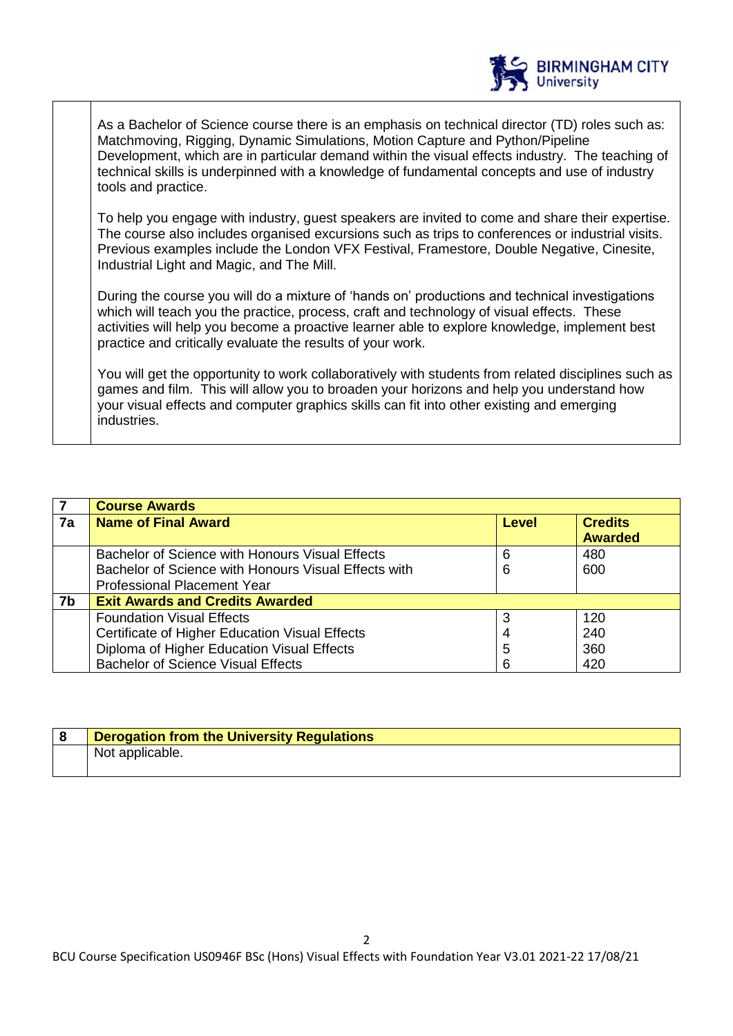As a Bachelor of Science course there is an emphasis on technical director (TD) roles such as: Matchmoving, Rigging, Dynamic Simulations, Motion Capture and Python/Pipeline Development, which are in particular demand within the visual effects industry. The teaching of technical skills is underpinned with a knowledge of fundamental concepts and use of industry tools and practice.

To help you engage with industry, guest speakers are invited to come and share their expertise. The course also includes organised excursions such as trips to conferences or industrial visits. Previous examples include the London VFX Festival, Framestore, Double Negative, Cinesite, Industrial Light and Magic, and The Mill.

During the course you will do a mixture of 'hands on' productions and technical investigations which will teach you the practice, process, craft and technology of visual effects. These activities will help you become a proactive learner able to explore knowledge, implement best practice and critically evaluate the results of your work.

You will get the opportunity to work collaboratively with students from related disciplines such as games and film. This will allow you to broaden your horizons and help you understand how your visual effects and computer graphics skills can fit into other existing and emerging industries.

| 7 | **Course Awards** | | |
|---|---|---|---|
| **7a** | **Name of Final Award** | **Level** | **Credits Awarded** |
| | Bachelor of Science with Honours Visual Effects | 6 | 480 |
| | Bachelor of Science with Honours Visual Effects with Professional Placement Year | 6 | 600 |
| **7b** | **Exit Awards and Credits Awarded** | | |
| | Foundation Visual Effects | 3 | 120 |
| | Certificate of Higher Education Visual Effects | 4 | 240 |
| | Diploma of Higher Education Visual Effects | 5 | 360 |
| | Bachelor of Science Visual Effects | 6 | 420 |

| 8 | **Derogation from the University Regulations** |
|---|---|
| | Not applicable. |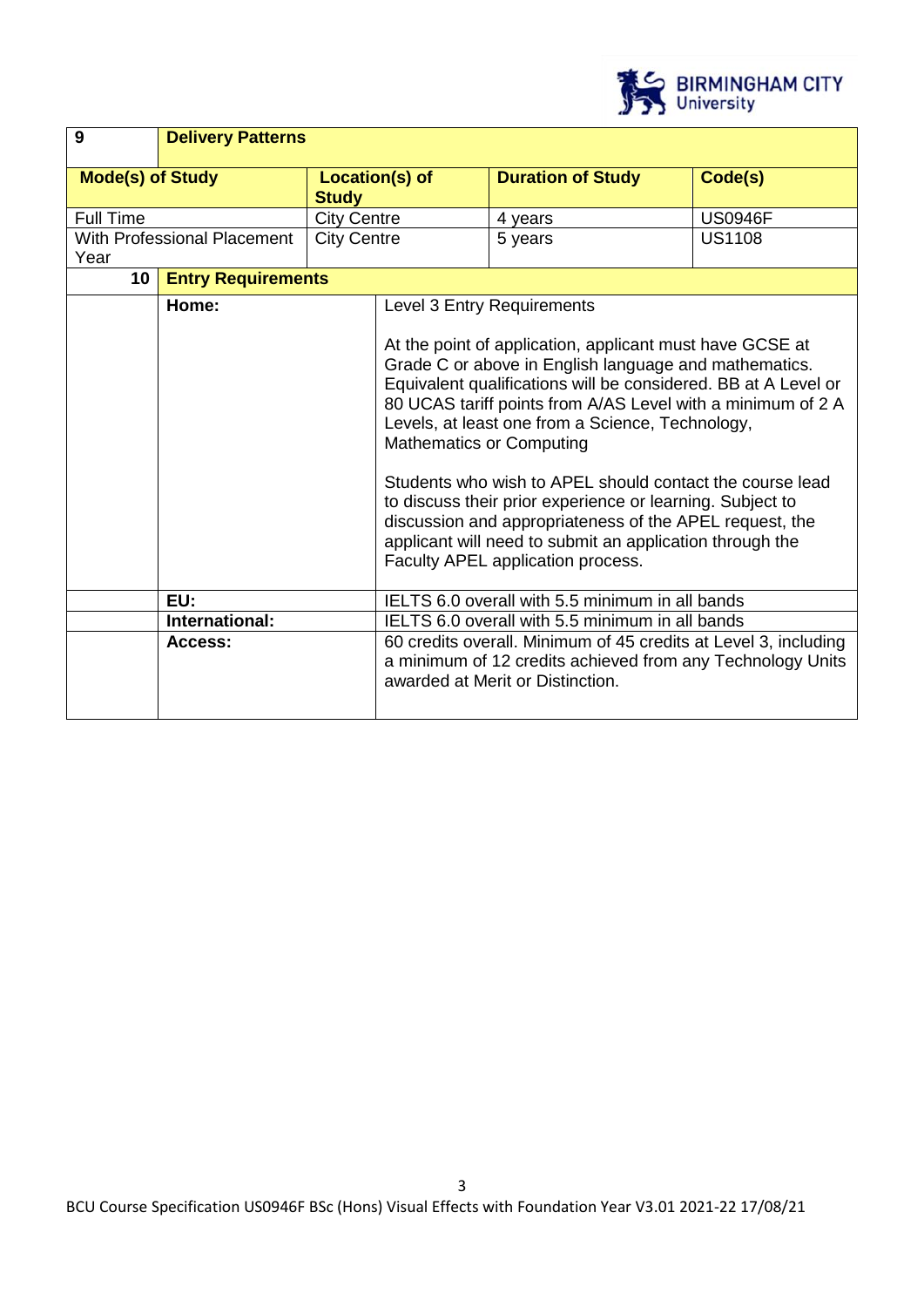| 9 | Delivery Patterns | | |
|---|---|---|---|
| **Mode(s) of Study** | **Location(s) of Study** | **Duration of Study** | **Code(s)** |
| Full Time | City Centre | 4 years | US0946F |
| With Professional Placement Year | City Centre | 5 years | US1108 |

| 10 | Entry Requirements | |
|---|---|---|
| | **Home:** | Level 3 Entry Requirements<br><br>At the point of application, applicant must have GCSE at Grade C or above in English language and mathematics. Equivalent qualifications will be considered. BB at A Level or 80 UCAS tariff points from A/AS Level with a minimum of 2 A Levels, at least one from a Science, Technology, Mathematics or Computing<br><br>Students who wish to APEL should contact the course lead to discuss their prior experience or learning. Subject to discussion and appropriateness of the APEL request, the applicant will need to submit an application through the Faculty APEL application process. |
| | **EU:** | IELTS 6.0 overall with 5.5 minimum in all bands |
| | **International:** | IELTS 6.0 overall with 5.5 minimum in all bands |
| | **Access:** | 60 credits overall. Minimum of 45 credits at Level 3, including a minimum of 12 credits achieved from any Technology Units awarded at Merit or Distinction. |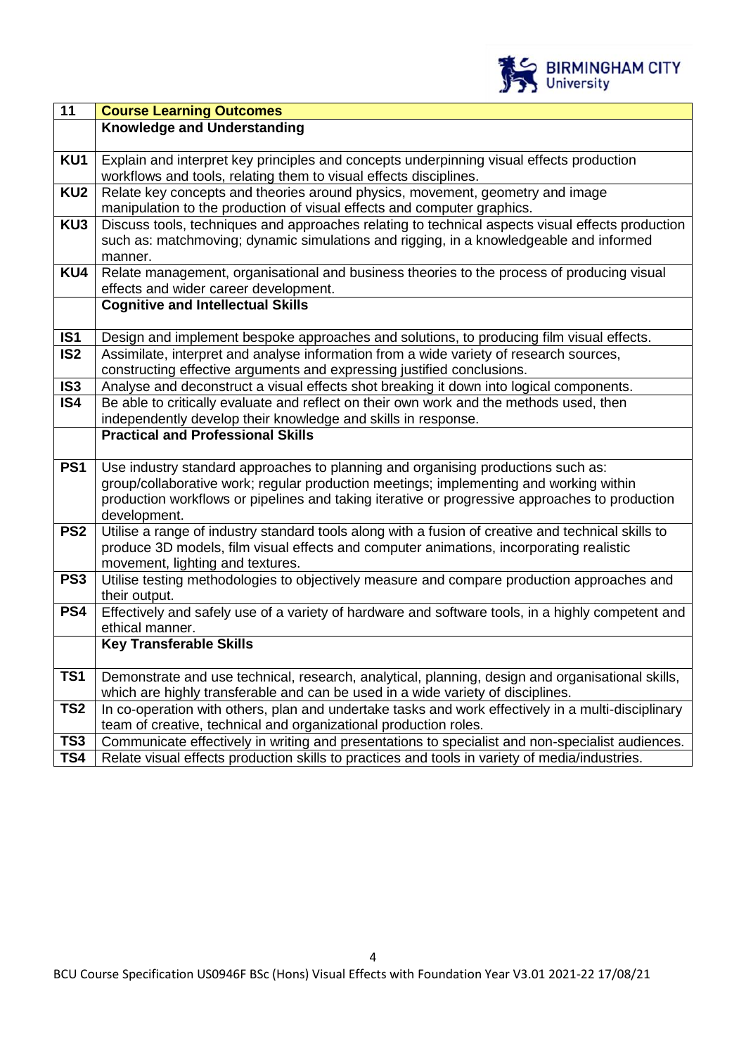| 11 | Course Learning Outcomes |
|---|---|
| | **Knowledge and Understanding** |
| **KU1** | Explain and interpret key principles and concepts underpinning visual effects production workflows and tools, relating them to visual effects disciplines. |
| **KU2** | Relate key concepts and theories around physics, movement, geometry and image manipulation to the production of visual effects and computer graphics. |
| **KU3** | Discuss tools, techniques and approaches relating to technical aspects visual effects production such as: matchmoving; dynamic simulations and rigging, in a knowledgeable and informed manner. |
| **KU4** | Relate management, organisational and business theories to the process of producing visual effects and wider career development. |
| | **Cognitive and Intellectual Skills** |
| **IS1** | Design and implement bespoke approaches and solutions, to producing film visual effects. |
| **IS2** | Assimilate, interpret and analyse information from a wide variety of research sources, constructing effective arguments and expressing justified conclusions. |
| **IS3** | Analyse and deconstruct a visual effects shot breaking it down into logical components. |
| **IS4** | Be able to critically evaluate and reflect on their own work and the methods used, then independently develop their knowledge and skills in response. |
| | **Practical and Professional Skills** |
| **PS1** | Use industry standard approaches to planning and organising productions such as: group/collaborative work; regular production meetings; implementing and working within production workflows or pipelines and taking iterative or progressive approaches to production development. |
| **PS2** | Utilise a range of industry standard tools along with a fusion of creative and technical skills to produce 3D models, film visual effects and computer animations, incorporating realistic movement, lighting and textures. |
| **PS3** | Utilise testing methodologies to objectively measure and compare production approaches and their output. |
| **PS4** | Effectively and safely use of a variety of hardware and software tools, in a highly competent and ethical manner. |
| | **Key Transferable Skills** |
| **TS1** | Demonstrate and use technical, research, analytical, planning, design and organisational skills, which are highly transferable and can be used in a wide variety of disciplines. |
| **TS2** | In co-operation with others, plan and undertake tasks and work effectively in a multi-disciplinary team of creative, technical and organizational production roles. |
| **TS3** | Communicate effectively in writing and presentations to specialist and non-specialist audiences. |
| **TS4** | Relate visual effects production skills to practices and tools in variety of media/industries. |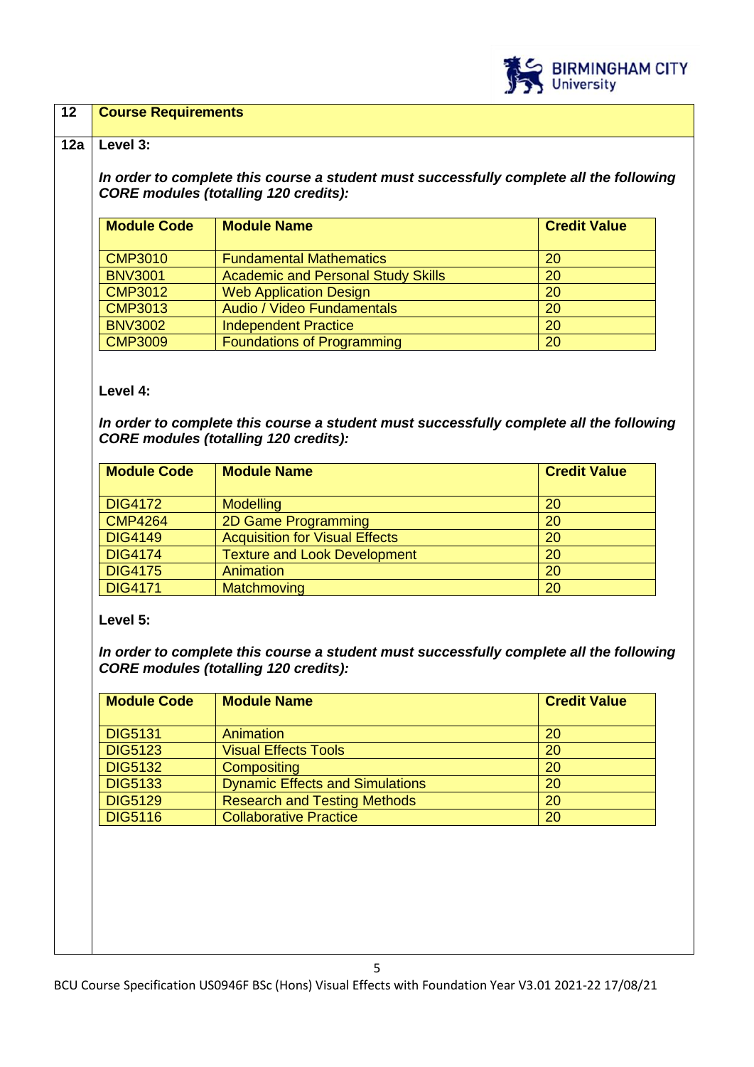## 12 Course Requirements

### 12a Level 3:

***In order to complete this course a student must successfully complete all the following CORE modules (totalling 120 credits):***

| Module Code | Module Name | Credit Value |
|---|---|---|
| CMP3010 | Fundamental Mathematics | 20 |
| BNV3001 | Academic and Personal Study Skills | 20 |
| CMP3012 | Web Application Design | 20 |
| CMP3013 | Audio / Video Fundamentals | 20 |
| BNV3002 | Independent Practice | 20 |
| CMP3009 | Foundations of Programming | 20 |

### Level 4:

***In order to complete this course a student must successfully complete all the following CORE modules (totalling 120 credits):***

| Module Code | Module Name | Credit Value |
|---|---|---|
| DIG4172 | Modelling | 20 |
| CMP4264 | 2D Game Programming | 20 |
| DIG4149 | Acquisition for Visual Effects | 20 |
| DIG4174 | Texture and Look Development | 20 |
| DIG4175 | Animation | 20 |
| DIG4171 | Matchmoving | 20 |

### Level 5:

***In order to complete this course a student must successfully complete all the following CORE modules (totalling 120 credits):***

| Module Code | Module Name | Credit Value |
|---|---|---|
| DIG5131 | Animation | 20 |
| DIG5123 | Visual Effects Tools | 20 |
| DIG5132 | Compositing | 20 |
| DIG5133 | Dynamic Effects and Simulations | 20 |
| DIG5129 | Research and Testing Methods | 20 |
| DIG5116 | Collaborative Practice | 20 |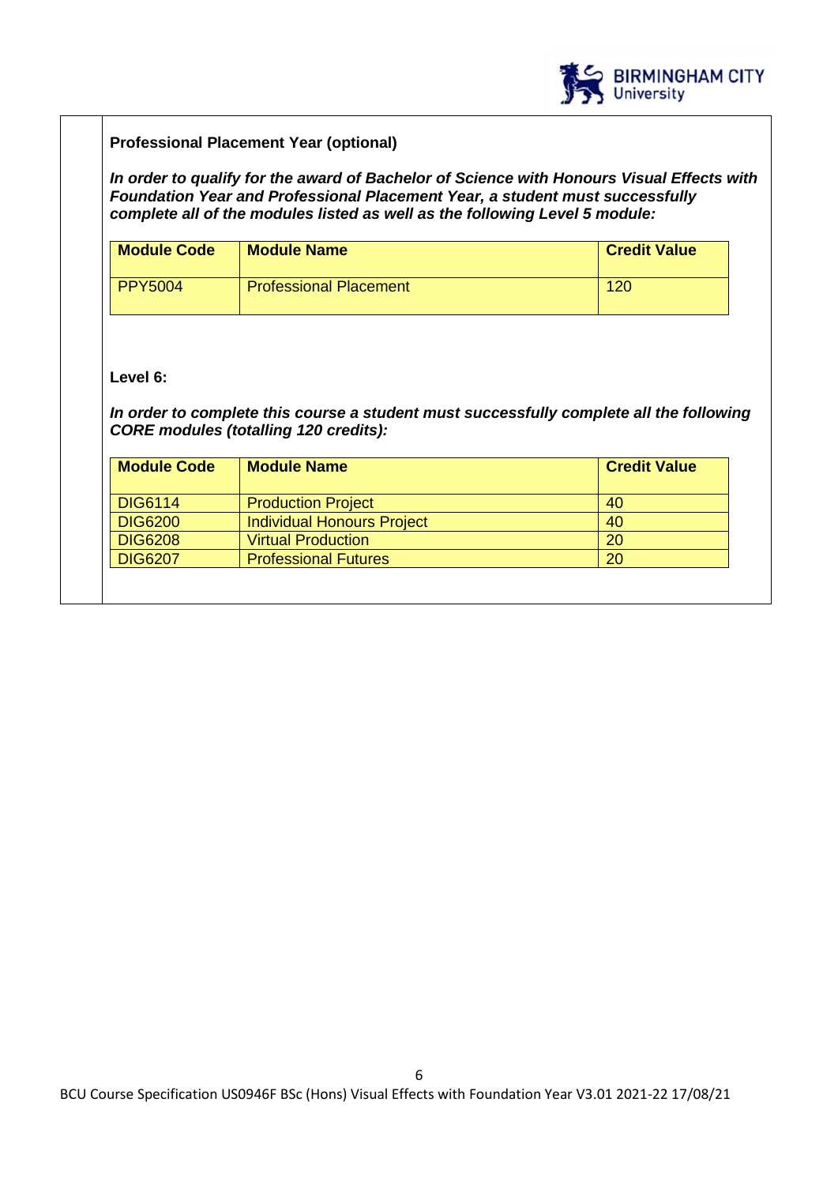**Professional Placement Year (optional)**

***In order to qualify for the award of Bachelor of Science with Honours Visual Effects with Foundation Year and Professional Placement Year, a student must successfully complete all of the modules listed as well as the following Level 5 module:***

| Module Code | Module Name | Credit Value |
|---|---|---|
| PPY5004 | Professional Placement | 120 |

**Level 6:**

***In order to complete this course a student must successfully complete all the following CORE modules (totalling 120 credits):***

| Module Code | Module Name | Credit Value |
|---|---|---|
| DIG6114 | Production Project | 40 |
| DIG6200 | Individual Honours Project | 40 |
| DIG6208 | Virtual Production | 20 |
| DIG6207 | Professional Futures | 20 |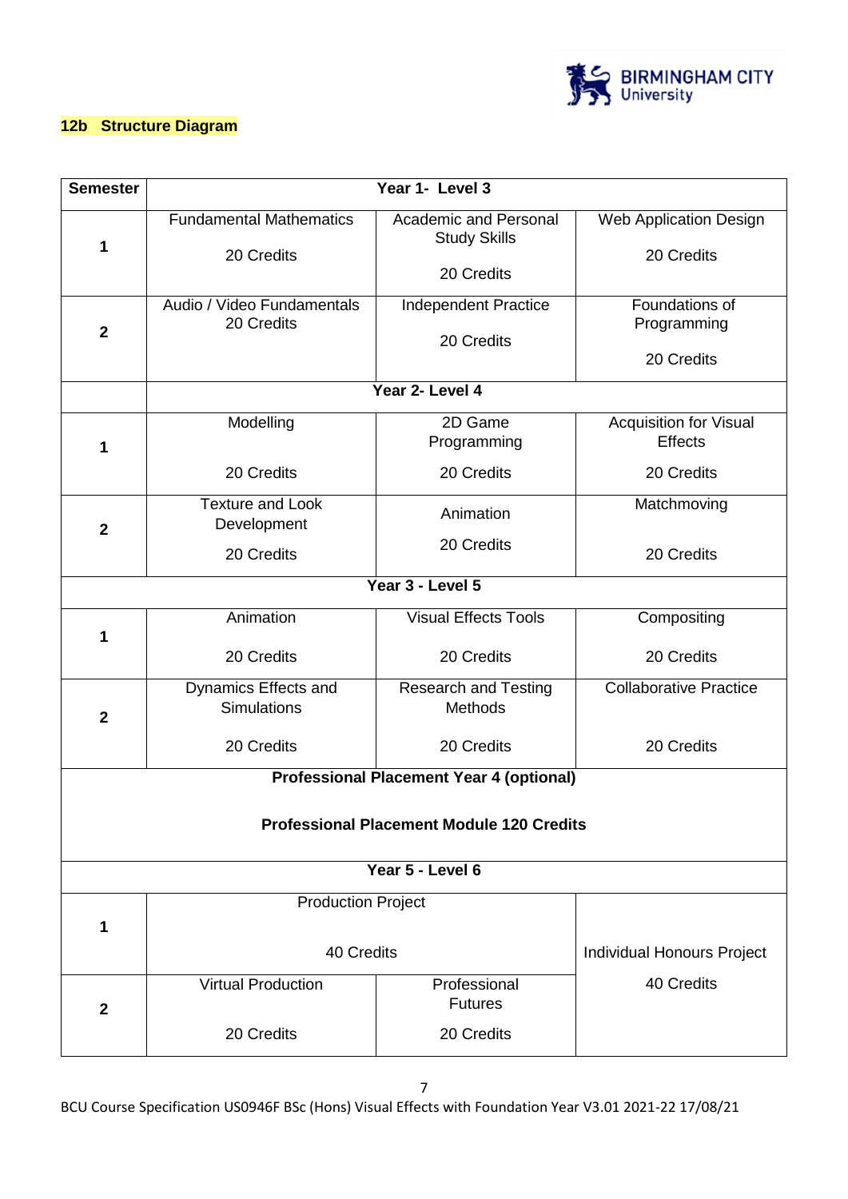## 12b Structure Diagram

| Semester | Year 1- Level 3 | | |
|---|---|---|---|
| 1 | Fundamental Mathematics<br><br>20 Credits | Academic and Personal Study Skills<br><br>20 Credits | Web Application Design<br><br>20 Credits |
| 2 | Audio / Video Fundamentals 20 Credits | Independent Practice<br><br>20 Credits | Foundations of Programming<br><br>20 Credits |
| | **Year 2- Level 4** | | |
| 1 | Modelling<br><br>20 Credits | 2D Game Programming<br><br>20 Credits | Acquisition for Visual Effects<br><br>20 Credits |
| 2 | Texture and Look Development<br><br>20 Credits | Animation<br><br>20 Credits | Matchmoving<br><br>20 Credits |
| **Year 3 - Level 5** | | | |
| 1 | Animation<br><br>20 Credits | Visual Effects Tools<br><br>20 Credits | Compositing<br><br>20 Credits |
| 2 | Dynamics Effects and Simulations<br><br>20 Credits | Research and Testing Methods<br><br>20 Credits | Collaborative Practice<br><br>20 Credits |
| **Professional Placement Year 4 (optional)**<br><br>**Professional Placement Module 120 Credits** | | | |
| **Year 5 - Level 6** | | | |
| 1 | Production Project<br><br>40 Credits | | Individual Honours Project<br><br>40 Credits |
| 2 | Virtual Production<br><br>20 Credits | Professional Futures<br><br>20 Credits | |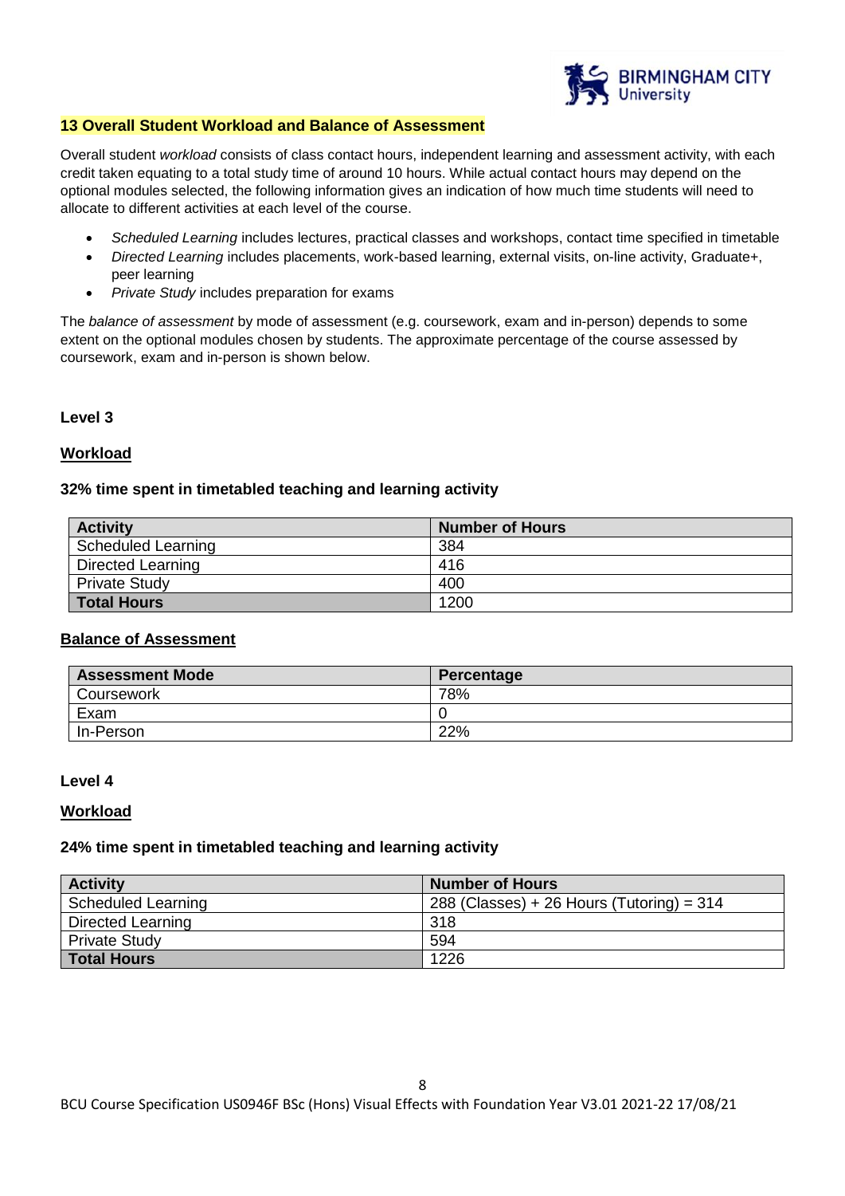## 13 Overall Student Workload and Balance of Assessment

Overall student *workload* consists of class contact hours, independent learning and assessment activity, with each credit taken equating to a total study time of around 10 hours. While actual contact hours may depend on the optional modules selected, the following information gives an indication of how much time students will need to allocate to different activities at each level of the course.

- *Scheduled Learning* includes lectures, practical classes and workshops, contact time specified in timetable
- *Directed Learning* includes placements, work-based learning, external visits, on-line activity, Graduate+, peer learning
- *Private Study* includes preparation for exams

The *balance of assessment* by mode of assessment (e.g. coursework, exam and in-person) depends to some extent on the optional modules chosen by students. The approximate percentage of the course assessed by coursework, exam and in-person is shown below.

### Level 3

#### Workload

**32% time spent in timetabled teaching and learning activity**

| Activity | Number of Hours |
|---|---|
| Scheduled Learning | 384 |
| Directed Learning | 416 |
| Private Study | 400 |
| **Total Hours** | 1200 |

#### Balance of Assessment

| Assessment Mode | Percentage |
|---|---|
| Coursework | 78% |
| Exam | 0 |
| In-Person | 22% |

### Level 4

#### Workload

**24% time spent in timetabled teaching and learning activity**

| Activity | Number of Hours |
|---|---|
| Scheduled Learning | 288 (Classes) + 26 Hours (Tutoring) = 314 |
| Directed Learning | 318 |
| Private Study | 594 |
| **Total Hours** | 1226 |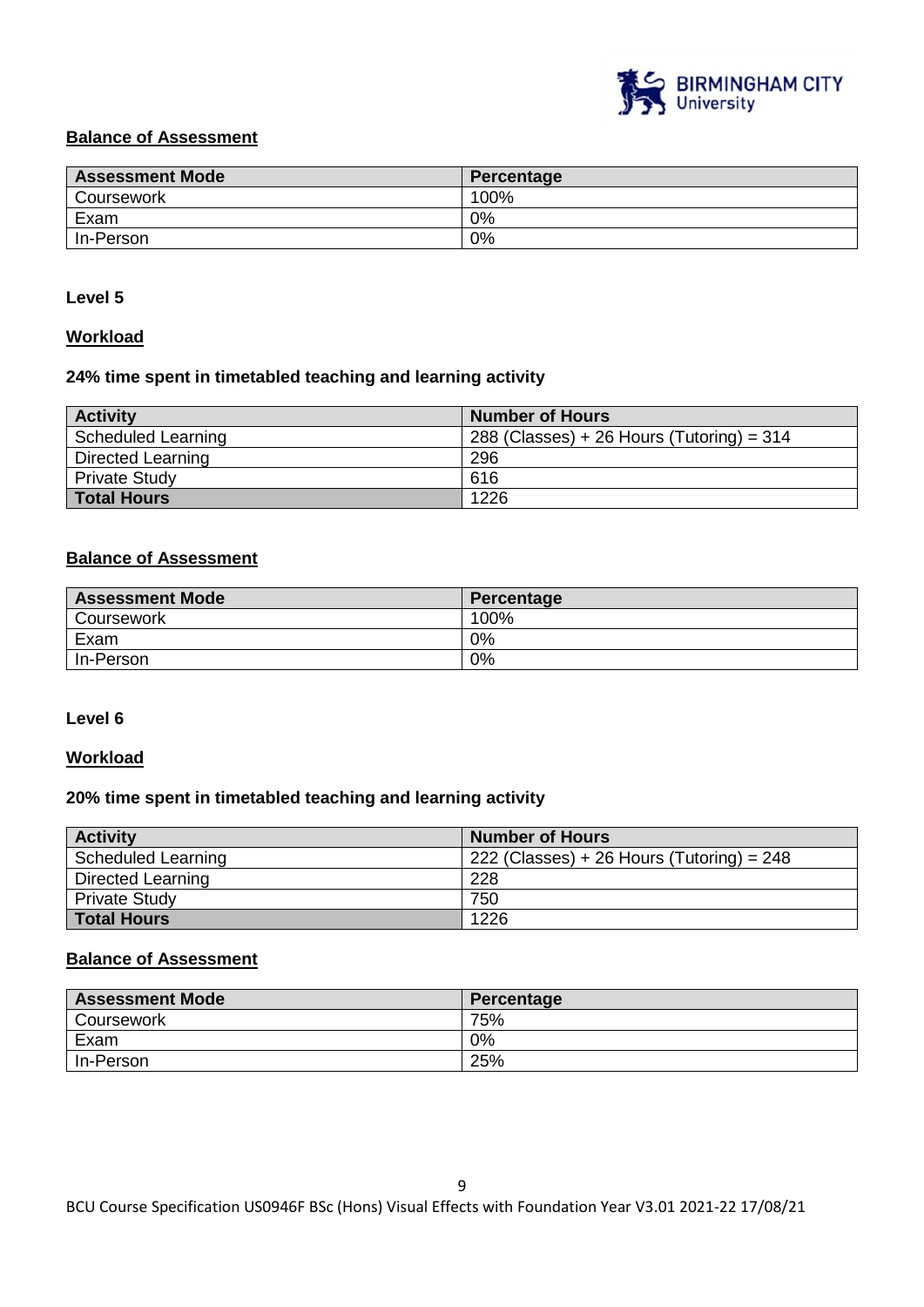**Balance of Assessment**

| Assessment Mode | Percentage |
|---|---|
| Coursework | 100% |
| Exam | 0% |
| In-Person | 0% |

**Level 5**

**Workload**

**24% time spent in timetabled teaching and learning activity**

| Activity | Number of Hours |
|---|---|
| Scheduled Learning | 288 (Classes) + 26 Hours (Tutoring) = 314 |
| Directed Learning | 296 |
| Private Study | 616 |
| **Total Hours** | 1226 |

**Balance of Assessment**

| Assessment Mode | Percentage |
|---|---|
| Coursework | 100% |
| Exam | 0% |
| In-Person | 0% |

**Level 6**

**Workload**

**20% time spent in timetabled teaching and learning activity**

| Activity | Number of Hours |
|---|---|
| Scheduled Learning | 222 (Classes) + 26 Hours (Tutoring) = 248 |
| Directed Learning | 228 |
| Private Study | 750 |
| **Total Hours** | 1226 |

**Balance of Assessment**

| Assessment Mode | Percentage |
|---|---|
| Coursework | 75% |
| Exam | 0% |
| In-Person | 25% |